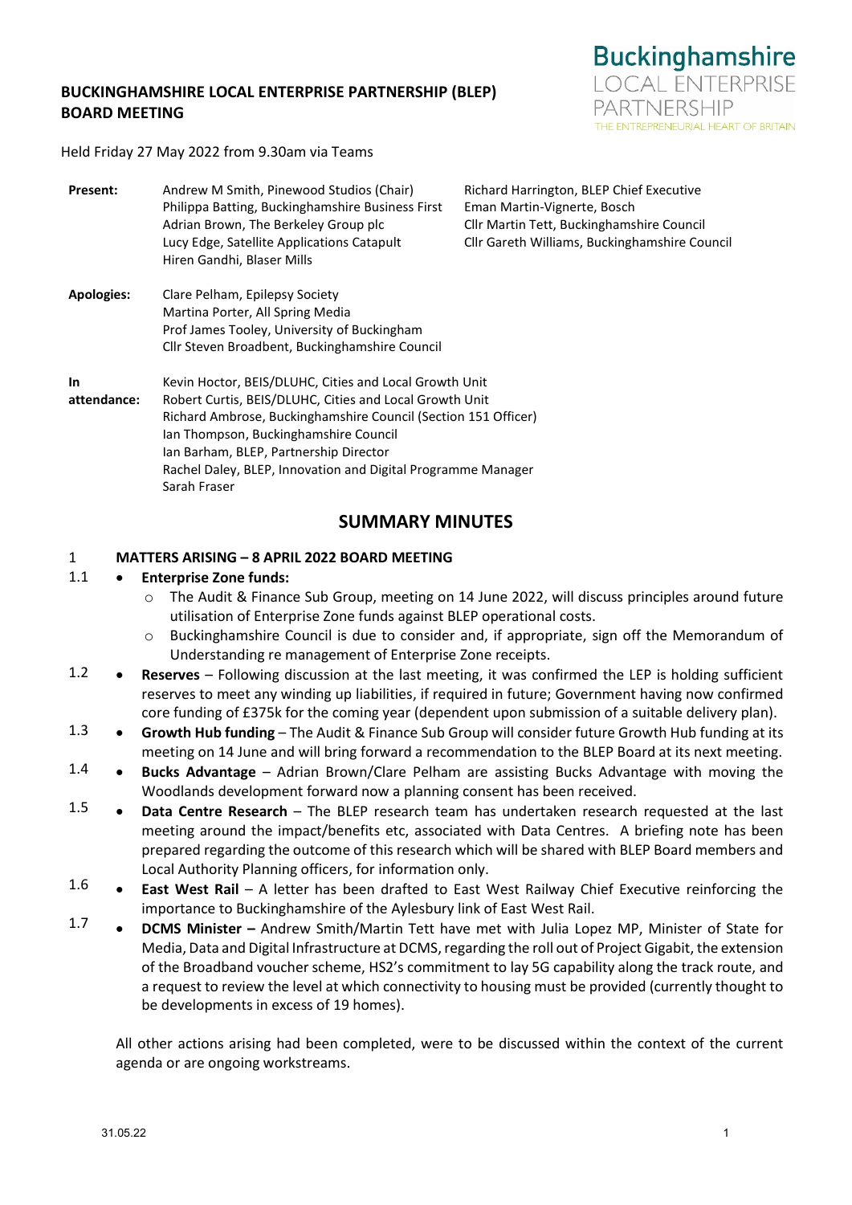# BUCKINGHAMSHIRE LOCAL ENTERPRISE PARTNERSHIP (BLEP) BOARD MEETING

Buckinghamshire LOCAL ENTERPRISE PARTNERSHIP THE ENTREPRENEURIAL HEART OF BRITAIN

Held Friday 27 May 2022 from 9.30am via Teams

| | | |
|---|---|---|
| **Present:** | Andrew M Smith, Pinewood Studios (Chair)<br>Philippa Batting, Buckinghamshire Business First<br>Adrian Brown, The Berkeley Group plc<br>Lucy Edge, Satellite Applications Catapult<br>Hiren Gandhi, Blaser Mills | Richard Harrington, BLEP Chief Executive<br>Eman Martin-Vignerte, Bosch<br>Cllr Martin Tett, Buckinghamshire Council<br>Cllr Gareth Williams, Buckinghamshire Council |
| **Apologies:** | Clare Pelham, Epilepsy Society<br>Martina Porter, All Spring Media<br>Prof James Tooley, University of Buckingham<br>Cllr Steven Broadbent, Buckinghamshire Council | |
| **In attendance:** | Kevin Hoctor, BEIS/DLUHC, Cities and Local Growth Unit<br>Robert Curtis, BEIS/DLUHC, Cities and Local Growth Unit<br>Richard Ambrose, Buckinghamshire Council (Section 151 Officer)<br>Ian Thompson, Buckinghamshire Council<br>Ian Barham, BLEP, Partnership Director<br>Rachel Daley, BLEP, Innovation and Digital Programme Manager<br>Sarah Fraser | |

## SUMMARY MINUTES

### 1 MATTERS ARISING – 8 APRIL 2022 BOARD MEETING

1.1
- **Enterprise Zone funds:**
  - The Audit & Finance Sub Group, meeting on 14 June 2022, will discuss principles around future utilisation of Enterprise Zone funds against BLEP operational costs.
  - Buckinghamshire Council is due to consider and, if appropriate, sign off the Memorandum of Understanding re management of Enterprise Zone receipts.

1.2
- **Reserves** – Following discussion at the last meeting, it was confirmed the LEP is holding sufficient reserves to meet any winding up liabilities, if required in future; Government having now confirmed core funding of £375k for the coming year (dependent upon submission of a suitable delivery plan).

1.3
- **Growth Hub funding** – The Audit & Finance Sub Group will consider future Growth Hub funding at its meeting on 14 June and will bring forward a recommendation to the BLEP Board at its next meeting.

1.4
- **Bucks Advantage** – Adrian Brown/Clare Pelham are assisting Bucks Advantage with moving the Woodlands development forward now a planning consent has been received.

1.5
- **Data Centre Research** – The BLEP research team has undertaken research requested at the last meeting around the impact/benefits etc, associated with Data Centres. A briefing note has been prepared regarding the outcome of this research which will be shared with BLEP Board members and Local Authority Planning officers, for information only.

1.6
- **East West Rail** – A letter has been drafted to East West Railway Chief Executive reinforcing the importance to Buckinghamshire of the Aylesbury link of East West Rail.

1.7
- **DCMS Minister –** Andrew Smith/Martin Tett have met with Julia Lopez MP, Minister of State for Media, Data and Digital Infrastructure at DCMS, regarding the roll out of Project Gigabit, the extension of the Broadband voucher scheme, HS2's commitment to lay 5G capability along the track route, and a request to review the level at which connectivity to housing must be provided (currently thought to be developments in excess of 19 homes).

All other actions arising had been completed, were to be discussed within the context of the current agenda or are ongoing workstreams.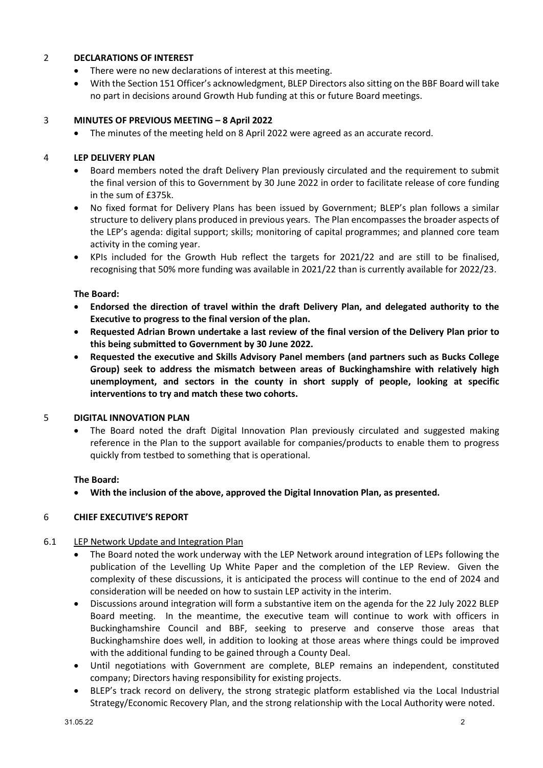## 2 DECLARATIONS OF INTEREST

- There were no new declarations of interest at this meeting.
- With the Section 151 Officer's acknowledgment, BLEP Directors also sitting on the BBF Board will take no part in decisions around Growth Hub funding at this or future Board meetings.

## 3 MINUTES OF PREVIOUS MEETING – 8 April 2022

- The minutes of the meeting held on 8 April 2022 were agreed as an accurate record.

## 4 LEP DELIVERY PLAN

- Board members noted the draft Delivery Plan previously circulated and the requirement to submit the final version of this to Government by 30 June 2022 in order to facilitate release of core funding in the sum of £375k.
- No fixed format for Delivery Plans has been issued by Government; BLEP's plan follows a similar structure to delivery plans produced in previous years. The Plan encompasses the broader aspects of the LEP's agenda: digital support; skills; monitoring of capital programmes; and planned core team activity in the coming year.
- KPIs included for the Growth Hub reflect the targets for 2021/22 and are still to be finalised, recognising that 50% more funding was available in 2021/22 than is currently available for 2022/23.

**The Board:**

- **Endorsed the direction of travel within the draft Delivery Plan, and delegated authority to the Executive to progress to the final version of the plan.**
- **Requested Adrian Brown undertake a last review of the final version of the Delivery Plan prior to this being submitted to Government by 30 June 2022.**
- **Requested the executive and Skills Advisory Panel members (and partners such as Bucks College Group) seek to address the mismatch between areas of Buckinghamshire with relatively high unemployment, and sectors in the county in short supply of people, looking at specific interventions to try and match these two cohorts.**

## 5 DIGITAL INNOVATION PLAN

- The Board noted the draft Digital Innovation Plan previously circulated and suggested making reference in the Plan to the support available for companies/products to enable them to progress quickly from testbed to something that is operational.

**The Board:**

- **With the inclusion of the above, approved the Digital Innovation Plan, as presented.**

## 6 CHIEF EXECUTIVE'S REPORT

### 6.1 LEP Network Update and Integration Plan

- The Board noted the work underway with the LEP Network around integration of LEPs following the publication of the Levelling Up White Paper and the completion of the LEP Review. Given the complexity of these discussions, it is anticipated the process will continue to the end of 2024 and consideration will be needed on how to sustain LEP activity in the interim.
- Discussions around integration will form a substantive item on the agenda for the 22 July 2022 BLEP Board meeting. In the meantime, the executive team will continue to work with officers in Buckinghamshire Council and BBF, seeking to preserve and conserve those areas that Buckinghamshire does well, in addition to looking at those areas where things could be improved with the additional funding to be gained through a County Deal.
- Until negotiations with Government are complete, BLEP remains an independent, constituted company; Directors having responsibility for existing projects.
- BLEP's track record on delivery, the strong strategic platform established via the Local Industrial Strategy/Economic Recovery Plan, and the strong relationship with the Local Authority were noted.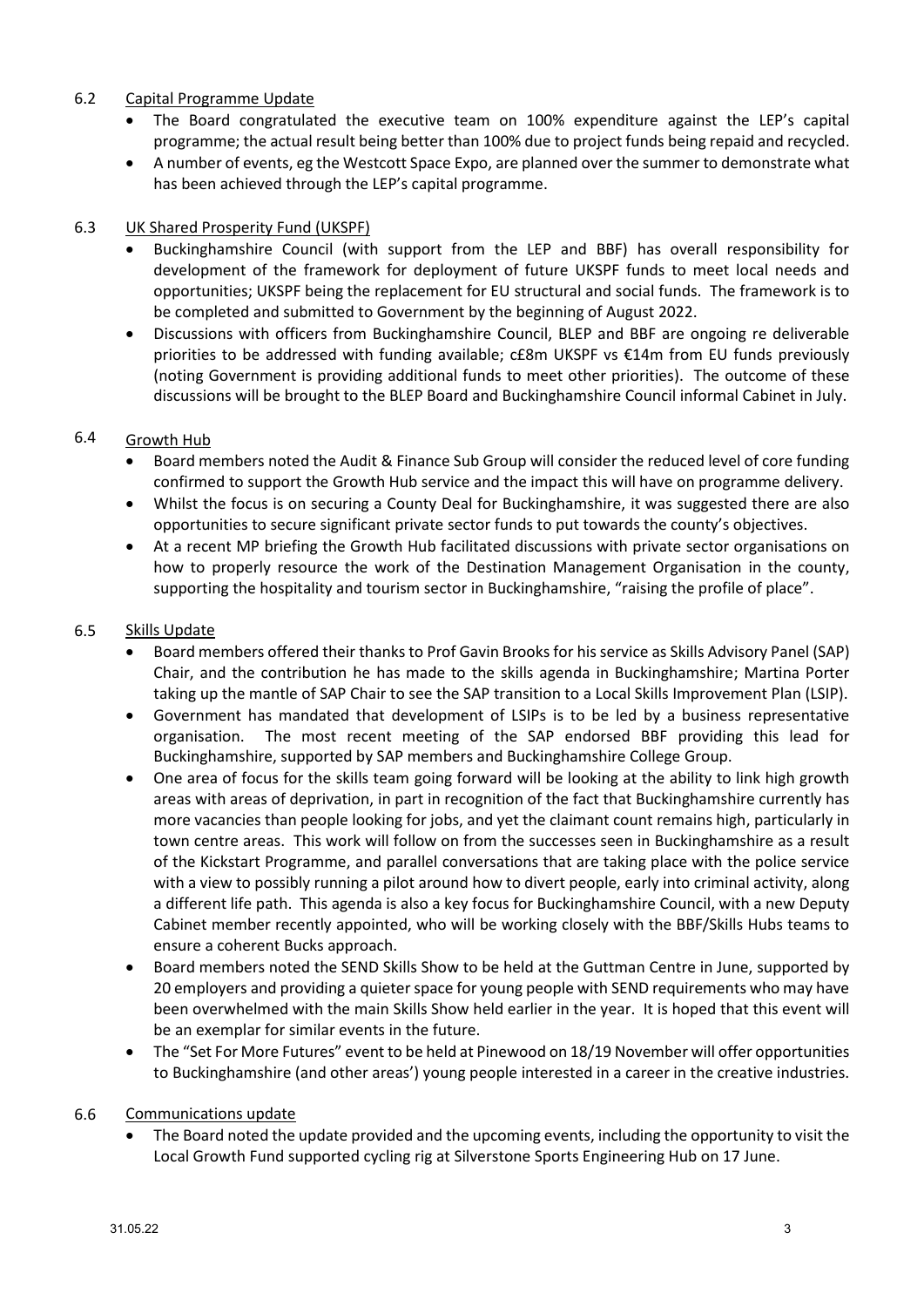6.2 Capital Programme Update

- The Board congratulated the executive team on 100% expenditure against the LEP's capital programme; the actual result being better than 100% due to project funds being repaid and recycled.
- A number of events, eg the Westcott Space Expo, are planned over the summer to demonstrate what has been achieved through the LEP's capital programme.

6.3 UK Shared Prosperity Fund (UKSPF)

- Buckinghamshire Council (with support from the LEP and BBF) has overall responsibility for development of the framework for deployment of future UKSPF funds to meet local needs and opportunities; UKSPF being the replacement for EU structural and social funds. The framework is to be completed and submitted to Government by the beginning of August 2022.
- Discussions with officers from Buckinghamshire Council, BLEP and BBF are ongoing re deliverable priorities to be addressed with funding available; c£8m UKSPF vs €14m from EU funds previously (noting Government is providing additional funds to meet other priorities). The outcome of these discussions will be brought to the BLEP Board and Buckinghamshire Council informal Cabinet in July.

6.4 Growth Hub

- Board members noted the Audit & Finance Sub Group will consider the reduced level of core funding confirmed to support the Growth Hub service and the impact this will have on programme delivery.
- Whilst the focus is on securing a County Deal for Buckinghamshire, it was suggested there are also opportunities to secure significant private sector funds to put towards the county's objectives.
- At a recent MP briefing the Growth Hub facilitated discussions with private sector organisations on how to properly resource the work of the Destination Management Organisation in the county, supporting the hospitality and tourism sector in Buckinghamshire, "raising the profile of place".

6.5 Skills Update

- Board members offered their thanks to Prof Gavin Brooks for his service as Skills Advisory Panel (SAP) Chair, and the contribution he has made to the skills agenda in Buckinghamshire; Martina Porter taking up the mantle of SAP Chair to see the SAP transition to a Local Skills Improvement Plan (LSIP).
- Government has mandated that development of LSIPs is to be led by a business representative organisation. The most recent meeting of the SAP endorsed BBF providing this lead for Buckinghamshire, supported by SAP members and Buckinghamshire College Group.
- One area of focus for the skills team going forward will be looking at the ability to link high growth areas with areas of deprivation, in part in recognition of the fact that Buckinghamshire currently has more vacancies than people looking for jobs, and yet the claimant count remains high, particularly in town centre areas. This work will follow on from the successes seen in Buckinghamshire as a result of the Kickstart Programme, and parallel conversations that are taking place with the police service with a view to possibly running a pilot around how to divert people, early into criminal activity, along a different life path. This agenda is also a key focus for Buckinghamshire Council, with a new Deputy Cabinet member recently appointed, who will be working closely with the BBF/Skills Hubs teams to ensure a coherent Bucks approach.
- Board members noted the SEND Skills Show to be held at the Guttman Centre in June, supported by 20 employers and providing a quieter space for young people with SEND requirements who may have been overwhelmed with the main Skills Show held earlier in the year. It is hoped that this event will be an exemplar for similar events in the future.
- The "Set For More Futures" event to be held at Pinewood on 18/19 November will offer opportunities to Buckinghamshire (and other areas') young people interested in a career in the creative industries.

6.6 Communications update

- The Board noted the update provided and the upcoming events, including the opportunity to visit the Local Growth Fund supported cycling rig at Silverstone Sports Engineering Hub on 17 June.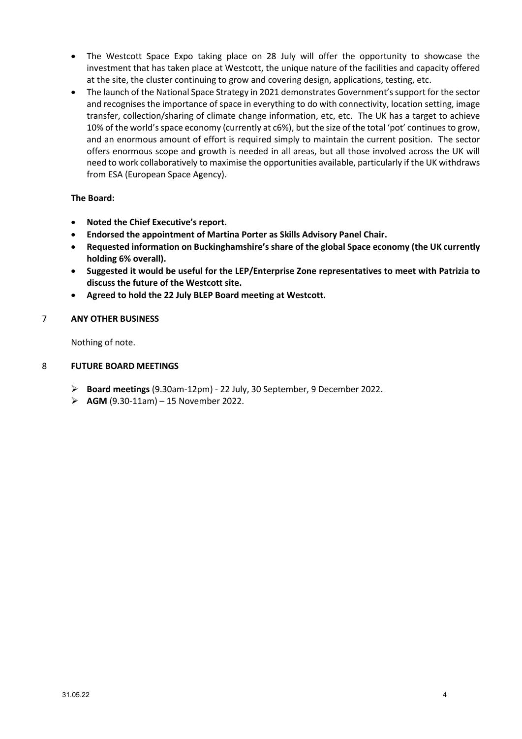- The Westcott Space Expo taking place on 28 July will offer the opportunity to showcase the investment that has taken place at Westcott, the unique nature of the facilities and capacity offered at the site, the cluster continuing to grow and covering design, applications, testing, etc.
- The launch of the National Space Strategy in 2021 demonstrates Government's support for the sector and recognises the importance of space in everything to do with connectivity, location setting, image transfer, collection/sharing of climate change information, etc, etc. The UK has a target to achieve 10% of the world's space economy (currently at c6%), but the size of the total 'pot' continues to grow, and an enormous amount of effort is required simply to maintain the current position. The sector offers enormous scope and growth is needed in all areas, but all those involved across the UK will need to work collaboratively to maximise the opportunities available, particularly if the UK withdraws from ESA (European Space Agency).

**The Board:**

- **Noted the Chief Executive's report.**
- **Endorsed the appointment of Martina Porter as Skills Advisory Panel Chair.**
- **Requested information on Buckinghamshire's share of the global Space economy (the UK currently holding 6% overall).**
- **Suggested it would be useful for the LEP/Enterprise Zone representatives to meet with Patrizia to discuss the future of the Westcott site.**
- **Agreed to hold the 22 July BLEP Board meeting at Westcott.**

## 7 ANY OTHER BUSINESS

Nothing of note.

## 8 FUTURE BOARD MEETINGS

- **Board meetings** (9.30am-12pm) - 22 July, 30 September, 9 December 2022.
- **AGM** (9.30-11am) – 15 November 2022.